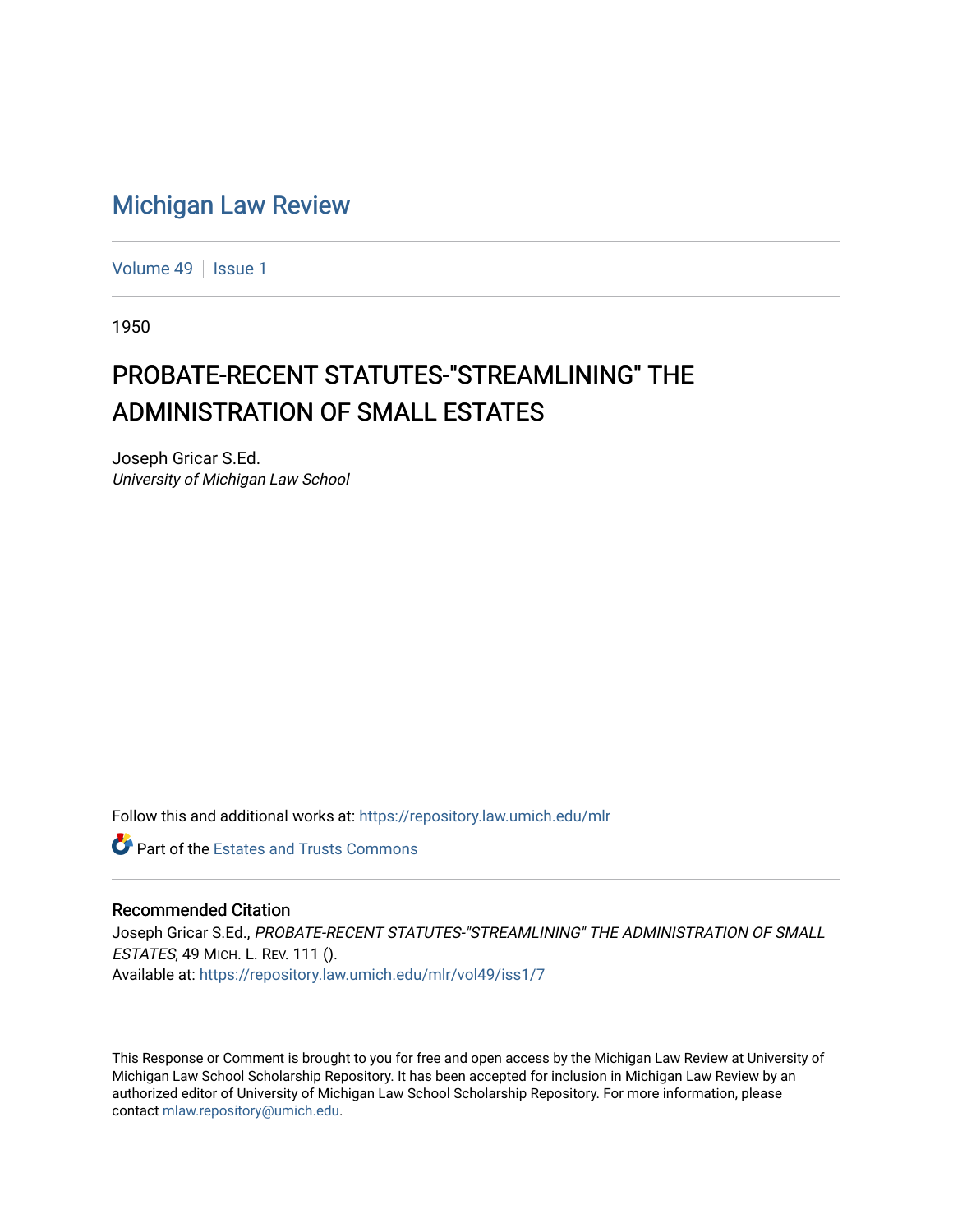# Michigan Law Review

Volume 49 | Issue 1

1950

## PROBATE-RECENT STATUTES-"STREAMLINING" THE ADMINISTRATION OF SMALL ESTATES

Joseph Gricar S.Ed.
*University of Michigan Law School*

Follow this and additional works at: https://repository.law.umich.edu/mlr

Part of the Estates and Trusts Commons

### Recommended Citation

Joseph Gricar S.Ed., *PROBATE-RECENT STATUTES-"STREAMLINING" THE ADMINISTRATION OF SMALL ESTATES*, 49 MICH. L. REV. 111 ().
Available at: https://repository.law.umich.edu/mlr/vol49/iss1/7

This Response or Comment is brought to you for free and open access by the Michigan Law Review at University of Michigan Law School Scholarship Repository. It has been accepted for inclusion in Michigan Law Review by an authorized editor of University of Michigan Law School Scholarship Repository. For more information, please contact mlaw.repository@umich.edu.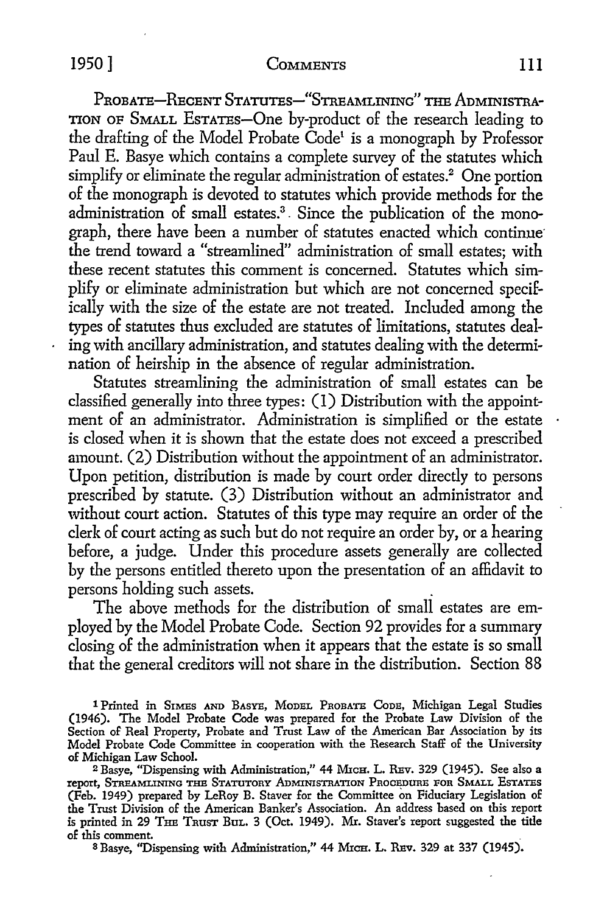PROBATE—RECENT STATUTES—"STREAMLINING" THE ADMINISTRATION OF SMALL ESTATES—One by-product of the research leading to the drafting of the Model Probate Code[1] is a monograph by Professor Paul E. Basye which contains a complete survey of the statutes which simplify or eliminate the regular administration of estates.[2] One portion of the monograph is devoted to statutes which provide methods for the administration of small estates.[3] Since the publication of the monograph, there have been a number of statutes enacted which continue the trend toward a "streamlined" administration of small estates; with these recent statutes this comment is concerned. Statutes which simplify or eliminate administration but which are not concerned specifically with the size of the estate are not treated. Included among the types of statutes thus excluded are statutes of limitations, statutes dealing with ancillary administration, and statutes dealing with the determination of heirship in the absence of regular administration.

Statutes streamlining the administration of small estates can be classified generally into three types: (1) Distribution with the appointment of an administrator. Administration is simplified or the estate is closed when it is shown that the estate does not exceed a prescribed amount. (2) Distribution without the appointment of an administrator. Upon petition, distribution is made by court order directly to persons prescribed by statute. (3) Distribution without an administrator and without court action. Statutes of this type may require an order of the clerk of court acting as such but do not require an order by, or a hearing before, a judge. Under this procedure assets generally are collected by the persons entitled thereto upon the presentation of an affidavit to persons holding such assets.

The above methods for the distribution of small estates are employed by the Model Probate Code. Section 92 provides for a summary closing of the administration when it appears that the estate is so small that the general creditors will not share in the distribution. Section 88

---

[1] Printed in SIMES AND BASYE, MODEL PROBATE CODE, Michigan Legal Studies (1946). The Model Probate Code was prepared for the Probate Law Division of the Section of Real Property, Probate and Trust Law of the American Bar Association by its Model Probate Code Committee in cooperation with the Research Staff of the University of Michigan Law School.

[2] Basye, "Dispensing with Administration," 44 MICH. L. REV. 329 (1945). See also a report, STREAMLINING THE STATUTORY ADMINISTRATION PROCEDURE FOR SMALL ESTATES (Feb. 1949) prepared by LeRoy B. Staver for the Committee on Fiduciary Legislation of the Trust Division of the American Banker's Association. An address based on this report is printed in 29 THE TRUST BUL. 3 (Oct. 1949). Mr. Staver's report suggested the title of this comment.

[3] Basye, "Dispensing with Administration," 44 MICH. L. REV. 329 at 337 (1945).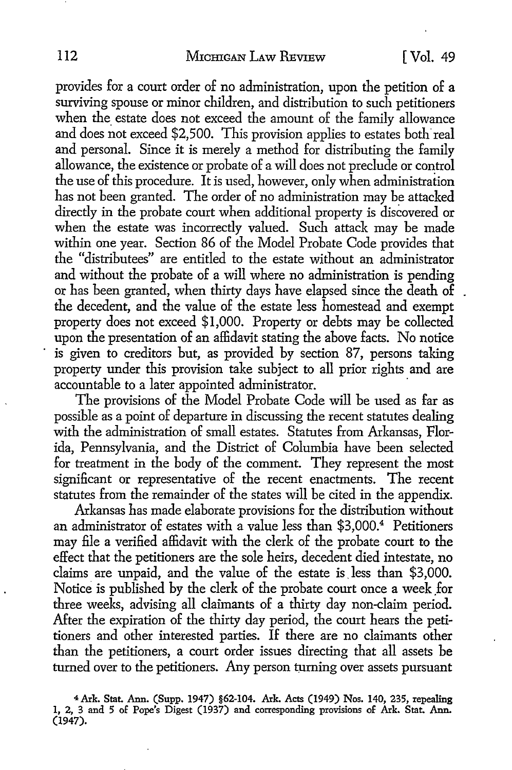provides for a court order of no administration, upon the petition of a surviving spouse or minor children, and distribution to such petitioners when the estate does not exceed the amount of the family allowance and does not exceed $2,500. This provision applies to estates both real and personal. Since it is merely a method for distributing the family allowance, the existence or probate of a will does not preclude or control the use of this procedure. It is used, however, only when administration has not been granted. The order of no administration may be attacked directly in the probate court when additional property is discovered or when the estate was incorrectly valued. Such attack may be made within one year. Section 86 of the Model Probate Code provides that the "distributees" are entitled to the estate without an administrator and without the probate of a will where no administration is pending or has been granted, when thirty days have elapsed since the death of the decedent, and the value of the estate less homestead and exempt property does not exceed $1,000. Property or debts may be collected upon the presentation of an affidavit stating the above facts. No notice is given to creditors but, as provided by section 87, persons taking property under this provision take subject to all prior rights and are accountable to a later appointed administrator.

The provisions of the Model Probate Code will be used as far as possible as a point of departure in discussing the recent statutes dealing with the administration of small estates. Statutes from Arkansas, Florida, Pennsylvania, and the District of Columbia have been selected for treatment in the body of the comment. They represent the most significant or representative of the recent enactments. The recent statutes from the remainder of the states will be cited in the appendix.

Arkansas has made elaborate provisions for the distribution without an administrator of estates with a value less than $3,000.[4] Petitioners may file a verified affidavit with the clerk of the probate court to the effect that the petitioners are the sole heirs, decedent died intestate, no claims are unpaid, and the value of the estate is less than $3,000. Notice is published by the clerk of the probate court once a week for three weeks, advising all claimants of a thirty day non-claim period. After the expiration of the thirty day period, the court hears the petitioners and other interested parties. If there are no claimants other than the petitioners, a court order issues directing that all assets be turned over to the petitioners. Any person turning over assets pursuant

[4] Ark. Stat. Ann. (Supp. 1947) §62-104. Ark. Acts (1949) Nos. 140, 235, repealing 1, 2, 3 and 5 of Pope's Digest (1937) and corresponding provisions of Ark. Stat. Ann. (1947).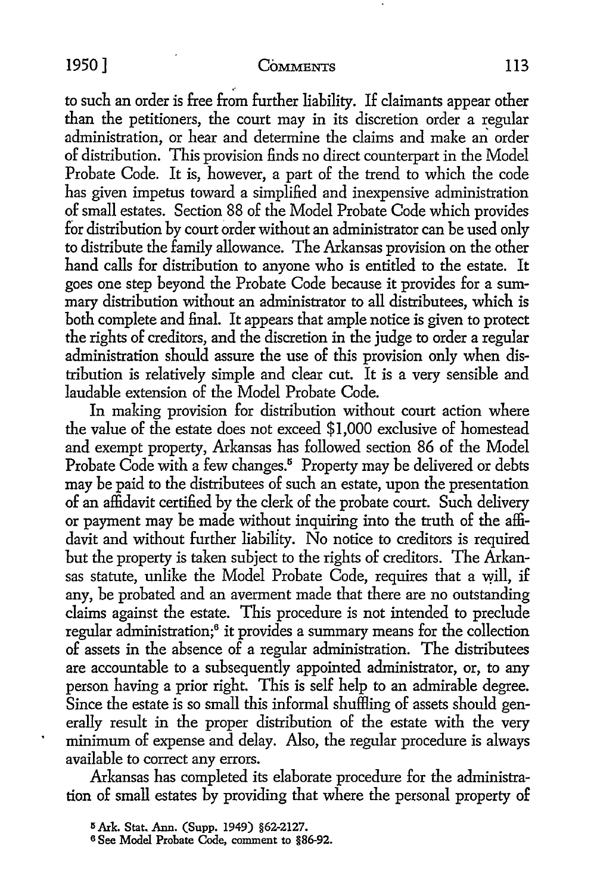to such an order is free from further liability. If claimants appear other than the petitioners, the court may in its discretion order a regular administration, or hear and determine the claims and make an order of distribution. This provision finds no direct counterpart in the Model Probate Code. It is, however, a part of the trend to which the code has given impetus toward a simplified and inexpensive administration of small estates. Section 88 of the Model Probate Code which provides for distribution by court order without an administrator can be used only to distribute the family allowance. The Arkansas provision on the other hand calls for distribution to anyone who is entitled to the estate. It goes one step beyond the Probate Code because it provides for a summary distribution without an administrator to all distributees, which is both complete and final. It appears that ample notice is given to protect the rights of creditors, and the discretion in the judge to order a regular administration should assure the use of this provision only when distribution is relatively simple and clear cut. It is a very sensible and laudable extension of the Model Probate Code.

In making provision for distribution without court action where the value of the estate does not exceed $1,000 exclusive of homestead and exempt property, Arkansas has followed section 86 of the Model Probate Code with a few changes.[5] Property may be delivered or debts may be paid to the distributees of such an estate, upon the presentation of an affidavit certified by the clerk of the probate court. Such delivery or payment may be made without inquiring into the truth of the affidavit and without further liability. No notice to creditors is required but the property is taken subject to the rights of creditors. The Arkansas statute, unlike the Model Probate Code, requires that a will, if any, be probated and an averment made that there are no outstanding claims against the estate. This procedure is not intended to preclude regular administration;[6] it provides a summary means for the collection of assets in the absence of a regular administration. The distributees are accountable to a subsequently appointed administrator, or, to any person having a prior right. This is self help to an admirable degree. Since the estate is so small this informal shuffling of assets should generally result in the proper distribution of the estate with the very minimum of expense and delay. Also, the regular procedure is always available to correct any errors.

Arkansas has completed its elaborate procedure for the administration of small estates by providing that where the personal property of

[5] Ark. Stat. Ann. (Supp. 1949) §62-2127.

[6] See Model Probate Code, comment to §86-92.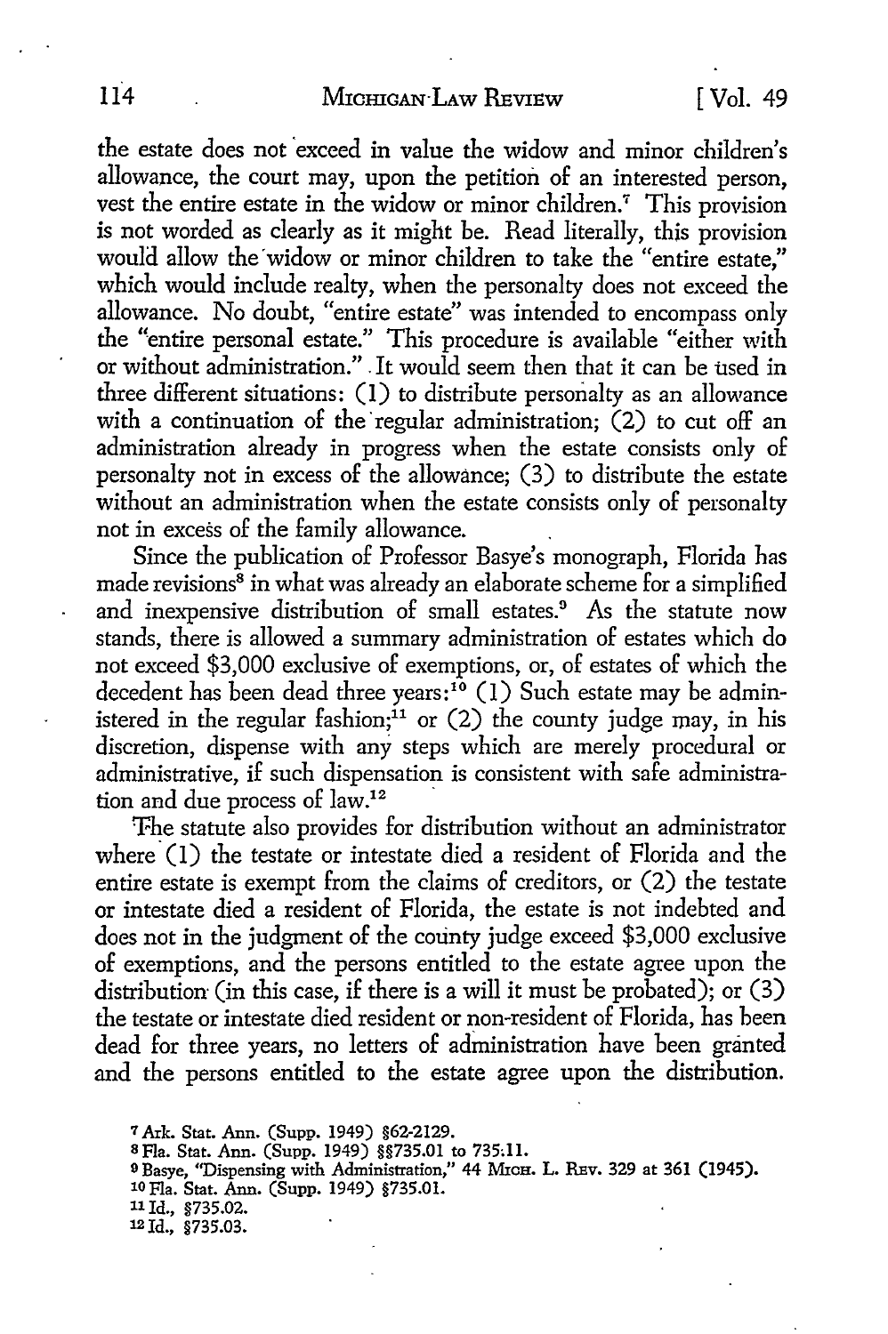the estate does not exceed in value the widow and minor children's allowance, the court may, upon the petition of an interested person, vest the entire estate in the widow or minor children.[7] This provision is not worded as clearly as it might be. Read literally, this provision would allow the widow or minor children to take the "entire estate," which would include realty, when the personalty does not exceed the allowance. No doubt, "entire estate" was intended to encompass only the "entire personal estate." This procedure is available "either with or without administration." It would seem then that it can be used in three different situations: (1) to distribute personalty as an allowance with a continuation of the regular administration; (2) to cut off an administration already in progress when the estate consists only of personalty not in excess of the allowance; (3) to distribute the estate without an administration when the estate consists only of personalty not in excess of the family allowance.

Since the publication of Professor Basye's monograph, Florida has made revisions[8] in what was already an elaborate scheme for a simplified and inexpensive distribution of small estates.[9] As the statute now stands, there is allowed a summary administration of estates which do not exceed $3,000 exclusive of exemptions, or, of estates of which the decedent has been dead three years:[10] (1) Such estate may be administered in the regular fashion;[11] or (2) the county judge may, in his discretion, dispense with any steps which are merely procedural or administrative, if such dispensation is consistent with safe administration and due process of law.[12]

The statute also provides for distribution without an administrator where (1) the testate or intestate died a resident of Florida and the entire estate is exempt from the claims of creditors, or (2) the testate or intestate died a resident of Florida, the estate is not indebted and does not in the judgment of the county judge exceed $3,000 exclusive of exemptions, and the persons entitled to the estate agree upon the distribution (in this case, if there is a will it must be probated); or (3) the testate or intestate died resident or non-resident of Florida, has been dead for three years, no letters of administration have been granted and the persons entitled to the estate agree upon the distribution.

---

[7] Ark. Stat. Ann. (Supp. 1949) §62-2129.

[8] Fla. Stat. Ann. (Supp. 1949) §§735.01 to 735.11.

[9] Basye, "Dispensing with Administration," 44 Mich. L. Rev. 329 at 361 (1945).

[10] Fla. Stat. Ann. (Supp. 1949) §735.01.

[11] Id., §735.02.

[12] Id., §735.03.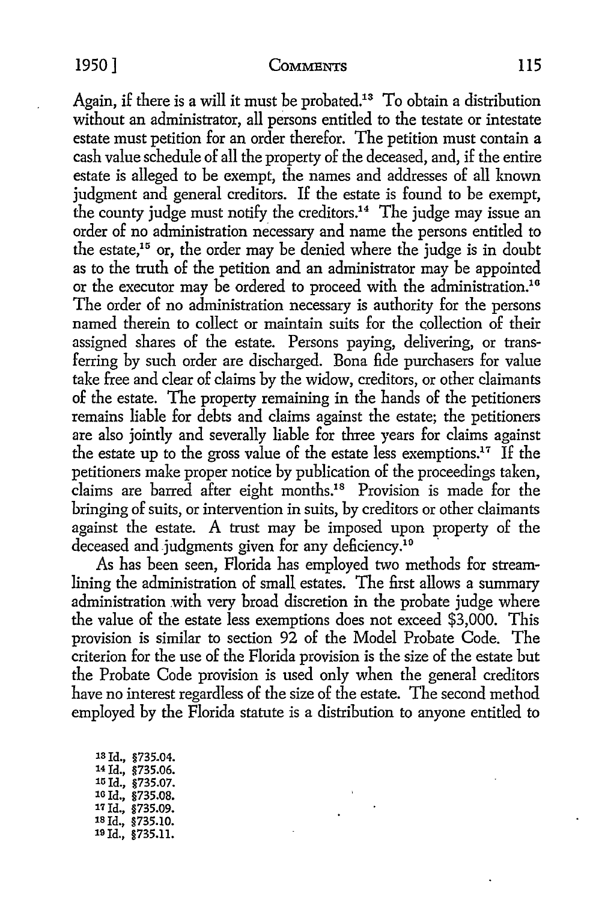Again, if there is a will it must be probated.[13] To obtain a distribution without an administrator, all persons entitled to the testate or intestate estate must petition for an order therefor. The petition must contain a cash value schedule of all the property of the deceased, and, if the entire estate is alleged to be exempt, the names and addresses of all known judgment and general creditors. If the estate is found to be exempt, the county judge must notify the creditors.[14] The judge may issue an order of no administration necessary and name the persons entitled to the estate,[15] or, the order may be denied where the judge is in doubt as to the truth of the petition and an administrator may be appointed or the executor may be ordered to proceed with the administration.[16] The order of no administration necessary is authority for the persons named therein to collect or maintain suits for the collection of their assigned shares of the estate. Persons paying, delivering, or transferring by such order are discharged. Bona fide purchasers for value take free and clear of claims by the widow, creditors, or other claimants of the estate. The property remaining in the hands of the petitioners remains liable for debts and claims against the estate; the petitioners are also jointly and severally liable for three years for claims against the estate up to the gross value of the estate less exemptions.[17] If the petitioners make proper notice by publication of the proceedings taken, claims are barred after eight months.[18] Provision is made for the bringing of suits, or intervention in suits, by creditors or other claimants against the estate. A trust may be imposed upon property of the deceased and judgments given for any deficiency.[19]

As has been seen, Florida has employed two methods for streamlining the administration of small estates. The first allows a summary administration with very broad discretion in the probate judge where the value of the estate less exemptions does not exceed $3,000. This provision is similar to section 92 of the Model Probate Code. The criterion for the use of the Florida provision is the size of the estate but the Probate Code provision is used only when the general creditors have no interest regardless of the size of the estate. The second method employed by the Florida statute is a distribution to anyone entitled to

[13] Id., §735.04.
[14] Id., §735.06.
[15] Id., §735.07.
[16] Id., §735.08.
[17] Id., §735.09.
[18] Id., §735.10.
[19] Id., §735.11.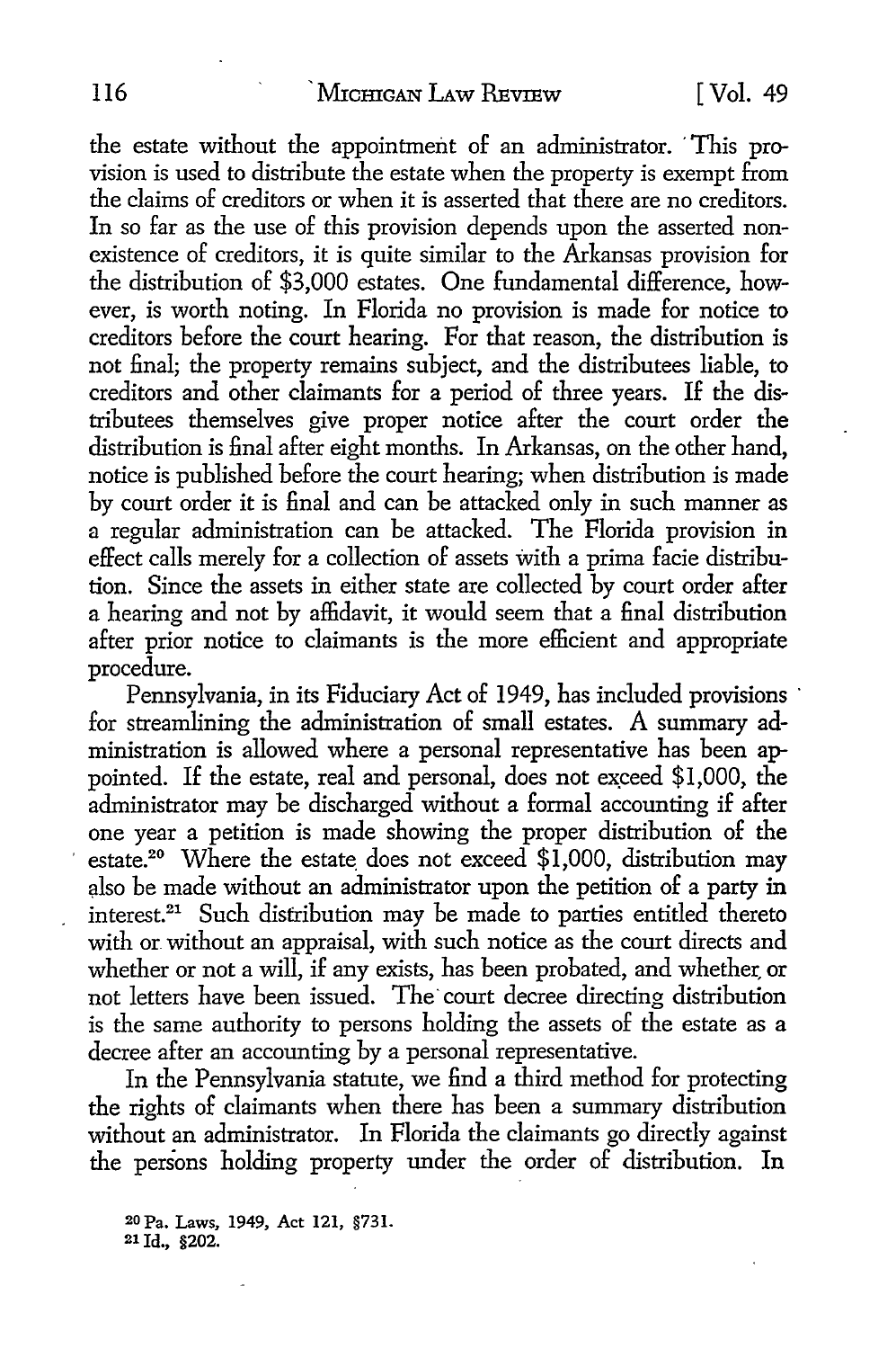the estate without the appointment of an administrator. This provision is used to distribute the estate when the property is exempt from the claims of creditors or when it is asserted that there are no creditors. In so far as the use of this provision depends upon the asserted nonexistence of creditors, it is quite similar to the Arkansas provision for the distribution of $3,000 estates. One fundamental difference, however, is worth noting. In Florida no provision is made for notice to creditors before the court hearing. For that reason, the distribution is not final; the property remains subject, and the distributees liable, to creditors and other claimants for a period of three years. If the distributees themselves give proper notice after the court order the distribution is final after eight months. In Arkansas, on the other hand, notice is published before the court hearing; when distribution is made by court order it is final and can be attacked only in such manner as a regular administration can be attacked. The Florida provision in effect calls merely for a collection of assets with a prima facie distribution. Since the assets in either state are collected by court order after a hearing and not by affidavit, it would seem that a final distribution after prior notice to claimants is the more efficient and appropriate procedure.

Pennsylvania, in its Fiduciary Act of 1949, has included provisions for streamlining the administration of small estates. A summary administration is allowed where a personal representative has been appointed. If the estate, real and personal, does not exceed $1,000, the administrator may be discharged without a formal accounting if after one year a petition is made showing the proper distribution of the estate.[20] Where the estate does not exceed $1,000, distribution may also be made without an administrator upon the petition of a party in interest.[21] Such distribution may be made to parties entitled thereto with or without an appraisal, with such notice as the court directs and whether or not a will, if any exists, has been probated, and whether or not letters have been issued. The court decree directing distribution is the same authority to persons holding the assets of the estate as a decree after an accounting by a personal representative.

In the Pennsylvania statute, we find a third method for protecting the rights of claimants when there has been a summary distribution without an administrator. In Florida the claimants go directly against the persons holding property under the order of distribution. In

[20] Pa. Laws, 1949, Act 121, §731.
[21] Id., §202.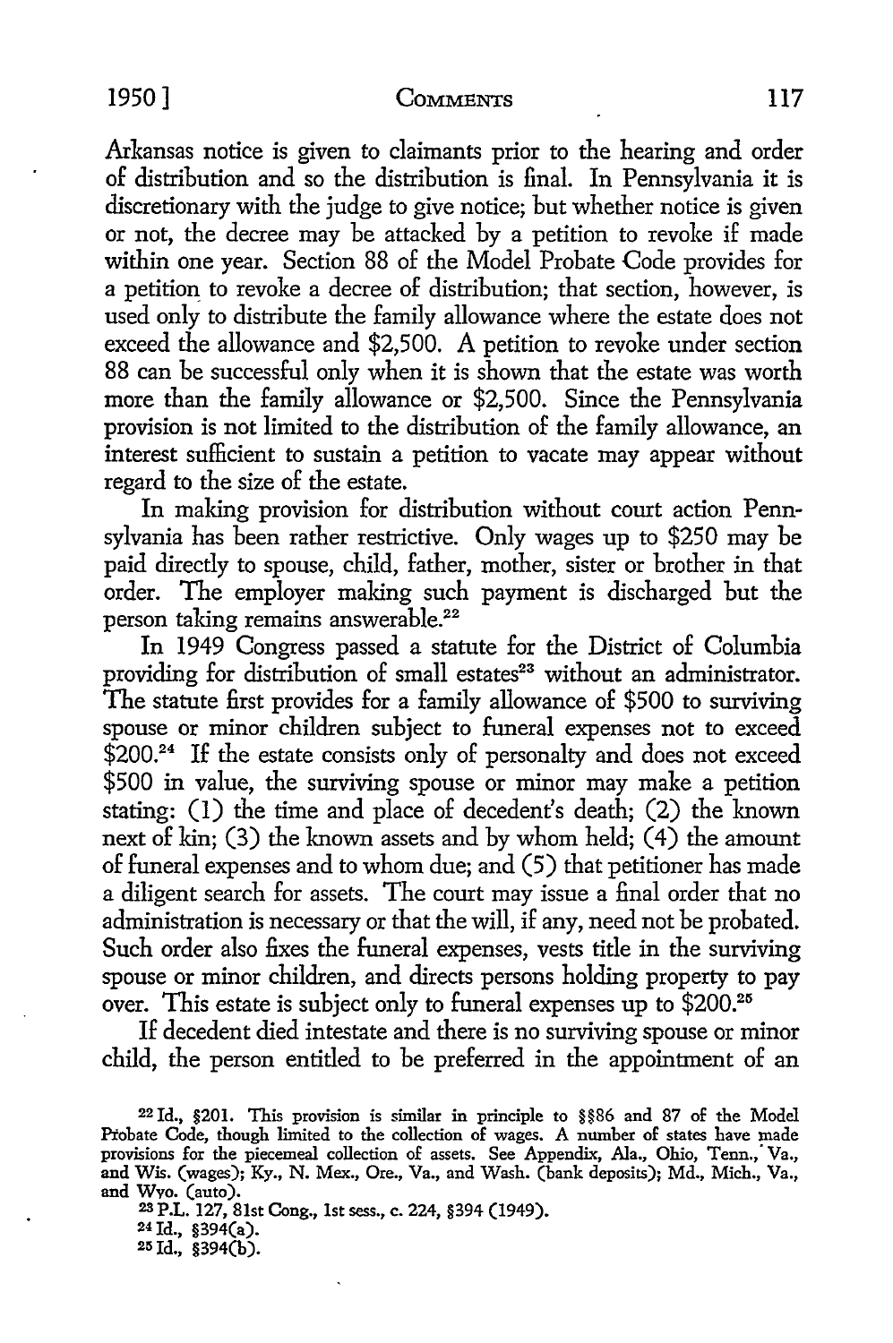Arkansas notice is given to claimants prior to the hearing and order of distribution and so the distribution is final. In Pennsylvania it is discretionary with the judge to give notice; but whether notice is given or not, the decree may be attacked by a petition to revoke if made within one year. Section 88 of the Model Probate Code provides for a petition to revoke a decree of distribution; that section, however, is used only to distribute the family allowance where the estate does not exceed the allowance and $2,500. A petition to revoke under section 88 can be successful only when it is shown that the estate was worth more than the family allowance or $2,500. Since the Pennsylvania provision is not limited to the distribution of the family allowance, an interest sufficient to sustain a petition to vacate may appear without regard to the size of the estate.

In making provision for distribution without court action Pennsylvania has been rather restrictive. Only wages up to $250 may be paid directly to spouse, child, father, mother, sister or brother in that order. The employer making such payment is discharged but the person taking remains answerable.[22]

In 1949 Congress passed a statute for the District of Columbia providing for distribution of small estates[23] without an administrator. The statute first provides for a family allowance of $500 to surviving spouse or minor children subject to funeral expenses not to exceed $200.[24] If the estate consists only of personalty and does not exceed $500 in value, the surviving spouse or minor may make a petition stating: (1) the time and place of decedent's death; (2) the known next of kin; (3) the known assets and by whom held; (4) the amount of funeral expenses and to whom due; and (5) that petitioner has made a diligent search for assets. The court may issue a final order that no administration is necessary or that the will, if any, need not be probated. Such order also fixes the funeral expenses, vests title in the surviving spouse or minor children, and directs persons holding property to pay over. This estate is subject only to funeral expenses up to $200.[25]

If decedent died intestate and there is no surviving spouse or minor child, the person entitled to be preferred in the appointment of an

---

[22] Id., §201. This provision is similar in principle to §§86 and 87 of the Model Probate Code, though limited to the collection of wages. A number of states have made provisions for the piecemeal collection of assets. See Appendix, Ala., Ohio, Tenn., Va., and Wis. (wages); Ky., N. Mex., Ore., Va., and Wash. (bank deposits); Md., Mich., Va., and Wyo. (auto).

[23] P.L. 127, 81st Cong., 1st sess., c. 224, §394 (1949).

[24] Id., §394(a).

[25] Id., §394(b).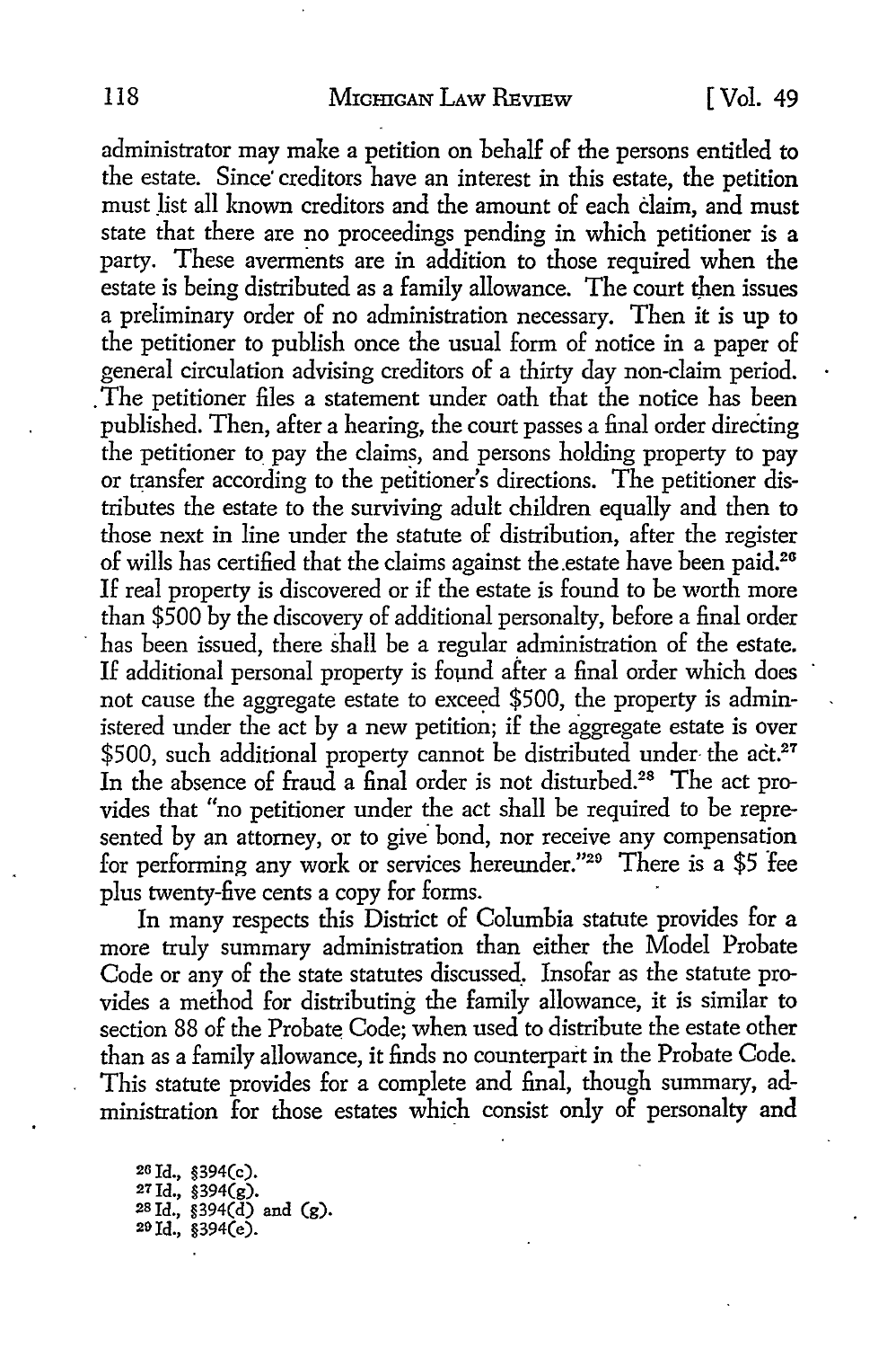administrator may make a petition on behalf of the persons entitled to the estate. Since creditors have an interest in this estate, the petition must list all known creditors and the amount of each claim, and must state that there are no proceedings pending in which petitioner is a party. These averments are in addition to those required when the estate is being distributed as a family allowance. The court then issues a preliminary order of no administration necessary. Then it is up to the petitioner to publish once the usual form of notice in a paper of general circulation advising creditors of a thirty day non-claim period. The petitioner files a statement under oath that the notice has been published. Then, after a hearing, the court passes a final order directing the petitioner to pay the claims, and persons holding property to pay or transfer according to the petitioner's directions. The petitioner distributes the estate to the surviving adult children equally and then to those next in line under the statute of distribution, after the register of wills has certified that the claims against the estate have been paid.[26] If real property is discovered or if the estate is found to be worth more than $500 by the discovery of additional personalty, before a final order has been issued, there shall be a regular administration of the estate. If additional personal property is found after a final order which does not cause the aggregate estate to exceed $500, the property is administered under the act by a new petition; if the aggregate estate is over $500, such additional property cannot be distributed under the act.[27] In the absence of fraud a final order is not disturbed.[28] The act provides that "no petitioner under the act shall be required to be represented by an attorney, or to give bond, nor receive any compensation for performing any work or services hereunder."[29] There is a $5 fee plus twenty-five cents a copy for forms.

In many respects this District of Columbia statute provides for a more truly summary administration than either the Model Probate Code or any of the state statutes discussed. Insofar as the statute provides a method for distributing the family allowance, it is similar to section 88 of the Probate Code; when used to distribute the estate other than as a family allowance, it finds no counterpart in the Probate Code. This statute provides for a complete and final, though summary, administration for those estates which consist only of personalty and

[26] Id., §394(c).
[27] Id., §394(g).
[28] Id., §394(d) and (g).
[29] Id., §394(e).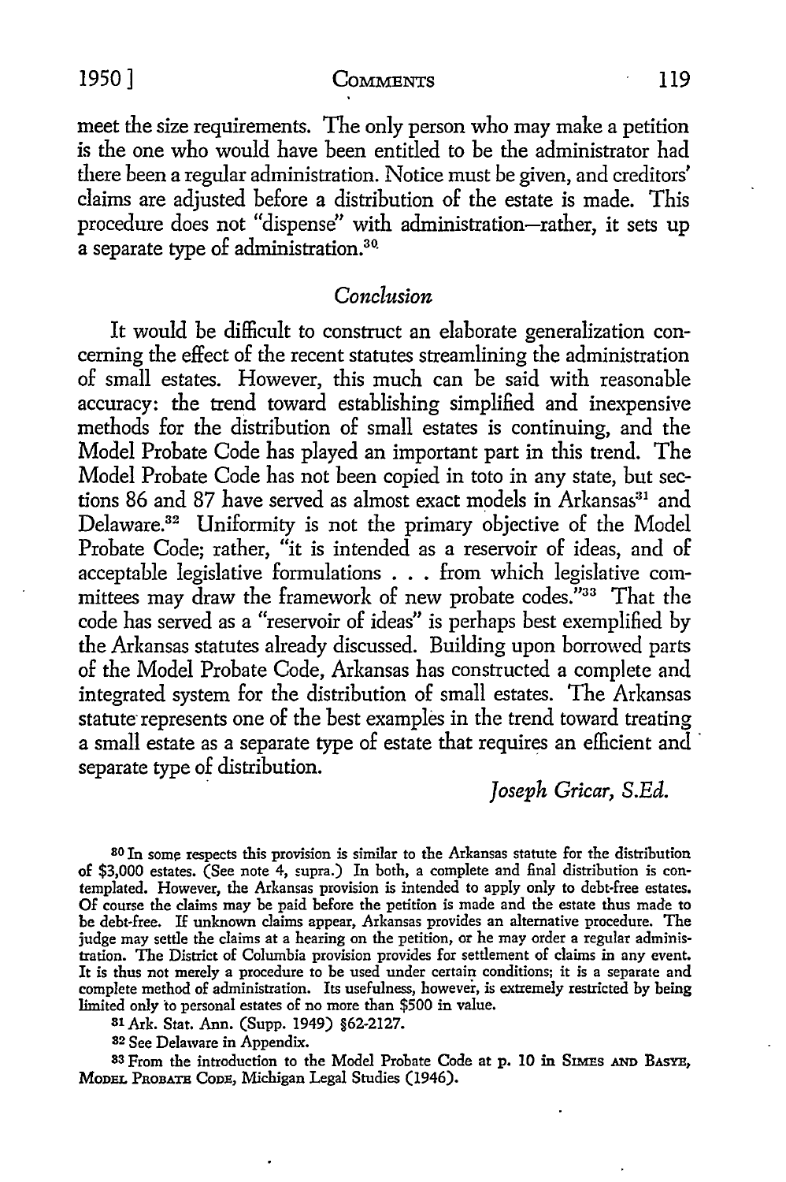meet the size requirements. The only person who may make a petition is the one who would have been entitled to be the administrator had there been a regular administration. Notice must be given, and creditors' claims are adjusted before a distribution of the estate is made. This procedure does not "dispense" with administration—rather, it sets up a separate type of administration.[30]

## *Conclusion*

It would be difficult to construct an elaborate generalization concerning the effect of the recent statutes streamlining the administration of small estates. However, this much can be said with reasonable accuracy: the trend toward establishing simplified and inexpensive methods for the distribution of small estates is continuing, and the Model Probate Code has played an important part in this trend. The Model Probate Code has not been copied in toto in any state, but sections 86 and 87 have served as almost exact models in Arkansas[31] and Delaware.[32] Uniformity is not the primary objective of the Model Probate Code; rather, "it is intended as a reservoir of ideas, and of acceptable legislative formulations . . . from which legislative committees may draw the framework of new probate codes."[33] That the code has served as a "reservoir of ideas" is perhaps best exemplified by the Arkansas statutes already discussed. Building upon borrowed parts of the Model Probate Code, Arkansas has constructed a complete and integrated system for the distribution of small estates. The Arkansas statute represents one of the best examples in the trend toward treating a small estate as a separate type of estate that requires an efficient and separate type of distribution.

*Joseph Gricar, S.Ed.*

---

[30] In some respects this provision is similar to the Arkansas statute for the distribution of $3,000 estates. (See note 4, supra.) In both, a complete and final distribution is contemplated. However, the Arkansas provision is intended to apply only to debt-free estates. Of course the claims may be paid before the petition is made and the estate thus made to be debt-free. If unknown claims appear, Arkansas provides an alternative procedure. The judge may settle the claims at a hearing on the petition, or he may order a regular administration. The District of Columbia provision provides for settlement of claims in any event. It is thus not merely a procedure to be used under certain conditions; it is a separate and complete method of administration. Its usefulness, however, is extremely restricted by being limited only to personal estates of no more than $500 in value.

[31] Ark. Stat. Ann. (Supp. 1949) §62-2127.

[32] See Delaware in Appendix.

[33] From the introduction to the Model Probate Code at p. 10 in SIMES AND BASYE, MODEL PROBATE CODE, Michigan Legal Studies (1946).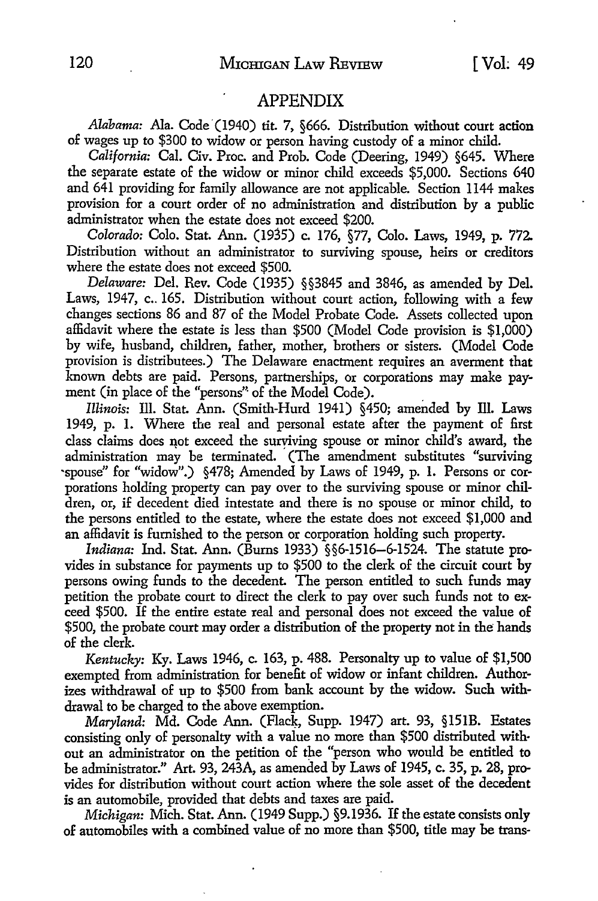## APPENDIX

*Alabama:* Ala. Code (1940) tit. 7, §666. Distribution without court action of wages up to $300 to widow or person having custody of a minor child.

*California:* Cal. Civ. Proc. and Prob. Code (Deering, 1949) §645. Where the separate estate of the widow or minor child exceeds $5,000. Sections 640 and 641 providing for family allowance are not applicable. Section 1144 makes provision for a court order of no administration and distribution by a public administrator when the estate does not exceed $200.

*Colorado:* Colo. Stat. Ann. (1935) c. 176, §77, Colo. Laws, 1949, p. 772. Distribution without an administrator to surviving spouse, heirs or creditors where the estate does not exceed $500.

*Delaware:* Del. Rev. Code (1935) §§3845 and 3846, as amended by Del. Laws, 1947, c. 165. Distribution without court action, following with a few changes sections 86 and 87 of the Model Probate Code. Assets collected upon affidavit where the estate is less than $500 (Model Code provision is $1,000) by wife, husband, children, father, mother, brothers or sisters. (Model Code provision is distributees.) The Delaware enactment requires an averment that known debts are paid. Persons, partnerships, or corporations may make payment (in place of the "persons" of the Model Code).

*Illinois:* Ill. Stat. Ann. (Smith-Hurd 1941) §450; amended by Ill. Laws 1949, p. 1. Where the real and personal estate after the payment of first class claims does not exceed the surviving spouse or minor child's award, the administration may be terminated. (The amendment substitutes "surviving spouse" for "widow".) §478; Amended by Laws of 1949, p. 1. Persons or corporations holding property can pay over to the surviving spouse or minor children, or, if decedent died intestate and there is no spouse or minor child, to the persons entitled to the estate, where the estate does not exceed $1,000 and an affidavit is furnished to the person or corporation holding such property.

*Indiana:* Ind. Stat. Ann. (Burns 1933) §§6-1516–6-1524. The statute provides in substance for payments up to $500 to the clerk of the circuit court by persons owing funds to the decedent. The person entitled to such funds may petition the probate court to direct the clerk to pay over such funds not to exceed $500. If the entire estate real and personal does not exceed the value of $500, the probate court may order a distribution of the property not in the hands of the clerk.

*Kentucky:* Ky. Laws 1946, c. 163, p. 488. Personalty up to value of $1,500 exempted from administration for benefit of widow or infant children. Authorizes withdrawal of up to $500 from bank account by the widow. Such withdrawal to be charged to the above exemption.

*Maryland:* Md. Code Ann. (Flack, Supp. 1947) art. 93, §151B. Estates consisting only of personalty with a value no more than $500 distributed without an administrator on the petition of the "person who would be entitled to be administrator." Art. 93, 243A, as amended by Laws of 1945, c. 35, p. 28, provides for distribution without court action where the sole asset of the decedent is an automobile, provided that debts and taxes are paid.

*Michigan:* Mich. Stat. Ann. (1949 Supp.) §9.1936. If the estate consists only of automobiles with a combined value of no more than $500, title may be trans-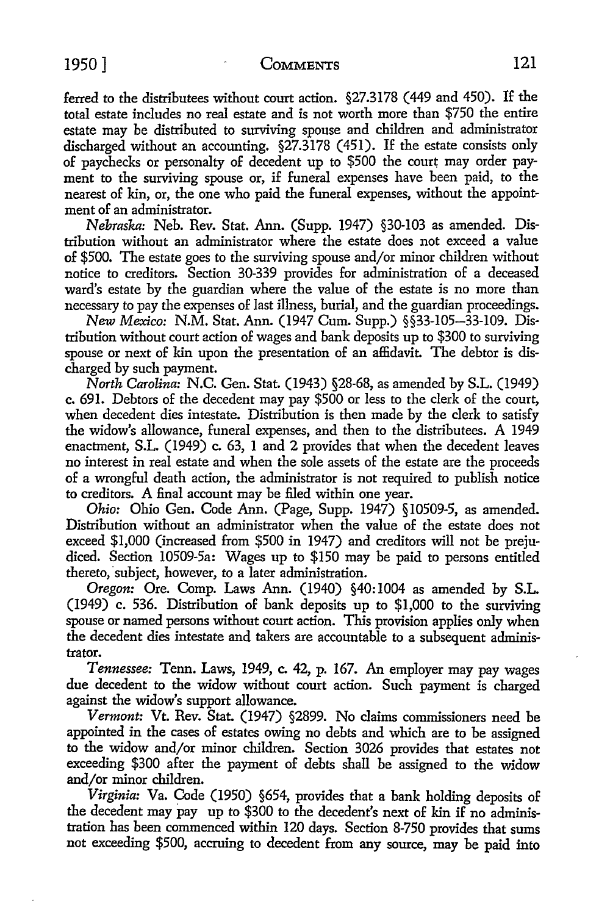ferred to the distributees without court action. §27.3178 (449 and 450). If the total estate includes no real estate and is not worth more than $750 the entire estate may be distributed to surviving spouse and children and administrator discharged without an accounting. §27.3178 (451). If the estate consists only of paychecks or personalty of decedent up to $500 the court may order payment to the surviving spouse or, if funeral expenses have been paid, to the nearest of kin, or, the one who paid the funeral expenses, without the appointment of an administrator.

*Nebraska:* Neb. Rev. Stat. Ann. (Supp. 1947) §30-103 as amended. Distribution without an administrator where the estate does not exceed a value of $500. The estate goes to the surviving spouse and/or minor children without notice to creditors. Section 30-339 provides for administration of a deceased ward's estate by the guardian where the value of the estate is no more than necessary to pay the expenses of last illness, burial, and the guardian proceedings.

*New Mexico:* N.M. Stat. Ann. (1947 Cum. Supp.) §§33-105—33-109. Distribution without court action of wages and bank deposits up to $300 to surviving spouse or next of kin upon the presentation of an affidavit. The debtor is discharged by such payment.

*North Carolina:* N.C. Gen. Stat. (1943) §28-68, as amended by S.L. (1949) c. 691. Debtors of the decedent may pay $500 or less to the clerk of the court, when decedent dies intestate. Distribution is then made by the clerk to satisfy the widow's allowance, funeral expenses, and then to the distributees. A 1949 enactment, S.L. (1949) c. 63, 1 and 2 provides that when the decedent leaves no interest in real estate and when the sole assets of the estate are the proceeds of a wrongful death action, the administrator is not required to publish notice to creditors. A final account may be filed within one year.

*Ohio:* Ohio Gen. Code Ann. (Page, Supp. 1947) §10509-5, as amended. Distribution without an administrator when the value of the estate does not exceed $1,000 (increased from $500 in 1947) and creditors will not be prejudiced. Section 10509-5a: Wages up to $150 may be paid to persons entitled thereto, subject, however, to a later administration.

*Oregon:* Ore. Comp. Laws Ann. (1940) §40:1004 as amended by S.L. (1949) c. 536. Distribution of bank deposits up to $1,000 to the surviving spouse or named persons without court action. This provision applies only when the decedent dies intestate and takers are accountable to a subsequent administrator.

*Tennessee:* Tenn. Laws, 1949, c. 42, p. 167. An employer may pay wages due decedent to the widow without court action. Such payment is charged against the widow's support allowance.

*Vermont:* Vt. Rev. Stat. (1947) §2899. No claims commissioners need be appointed in the cases of estates owing no debts and which are to be assigned to the widow and/or minor children. Section 3026 provides that estates not exceeding $300 after the payment of debts shall be assigned to the widow and/or minor children.

*Virginia:* Va. Code (1950) §654, provides that a bank holding deposits of the decedent may pay up to $300 to the decedent's next of kin if no administration has been commenced within 120 days. Section 8-750 provides that sums not exceeding $500, accruing to decedent from any source, may be paid into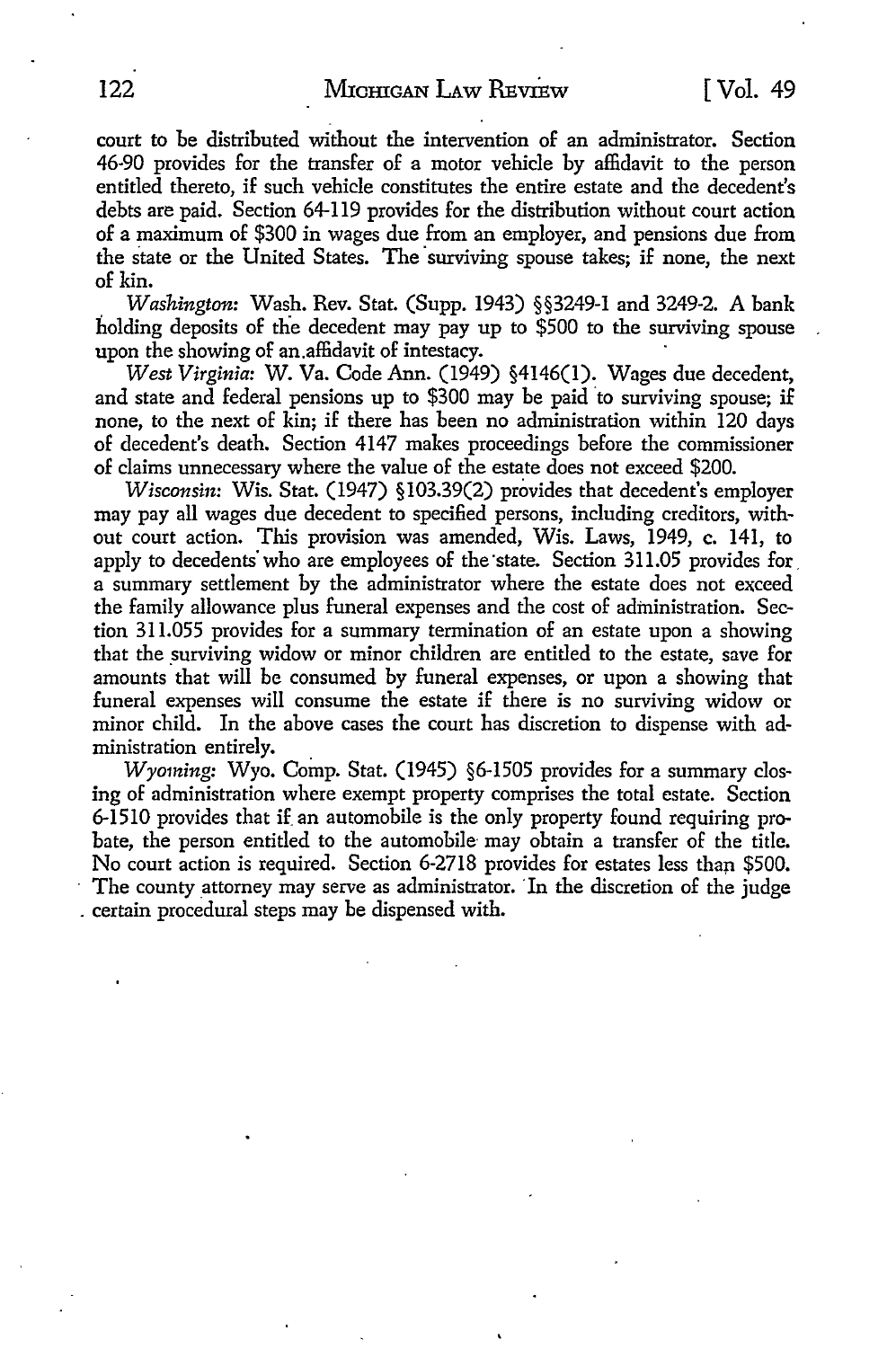court to be distributed without the intervention of an administrator. Section 46-90 provides for the transfer of a motor vehicle by affidavit to the person entitled thereto, if such vehicle constitutes the entire estate and the decedent's debts are paid. Section 64-119 provides for the distribution without court action of a maximum of $300 in wages due from an employer, and pensions due from the state or the United States. The surviving spouse takes; if none, the next of kin.

*Washington:* Wash. Rev. Stat. (Supp. 1943) §§3249-1 and 3249-2. A bank holding deposits of the decedent may pay up to $500 to the surviving spouse upon the showing of an affidavit of intestacy.

*West Virginia:* W. Va. Code Ann. (1949) §4146(1). Wages due decedent, and state and federal pensions up to $300 may be paid to surviving spouse; if none, to the next of kin; if there has been no administration within 120 days of decedent's death. Section 4147 makes proceedings before the commissioner of claims unnecessary where the value of the estate does not exceed $200.

*Wisconsin:* Wis. Stat. (1947) §103.39(2) provides that decedent's employer may pay all wages due decedent to specified persons, including creditors, without court action. This provision was amended, Wis. Laws, 1949, c. 141, to apply to decedents who are employees of the state. Section 311.05 provides for a summary settlement by the administrator where the estate does not exceed the family allowance plus funeral expenses and the cost of administration. Section 311.055 provides for a summary termination of an estate upon a showing that the surviving widow or minor children are entitled to the estate, save for amounts that will be consumed by funeral expenses, or upon a showing that funeral expenses will consume the estate if there is no surviving widow or minor child. In the above cases the court has discretion to dispense with administration entirely.

*Wyoming:* Wyo. Comp. Stat. (1945) §6-1505 provides for a summary closing of administration where exempt property comprises the total estate. Section 6-1510 provides that if an automobile is the only property found requiring probate, the person entitled to the automobile may obtain a transfer of the title. No court action is required. Section 6-2718 provides for estates less than $500. The county attorney may serve as administrator. In the discretion of the judge certain procedural steps may be dispensed with.